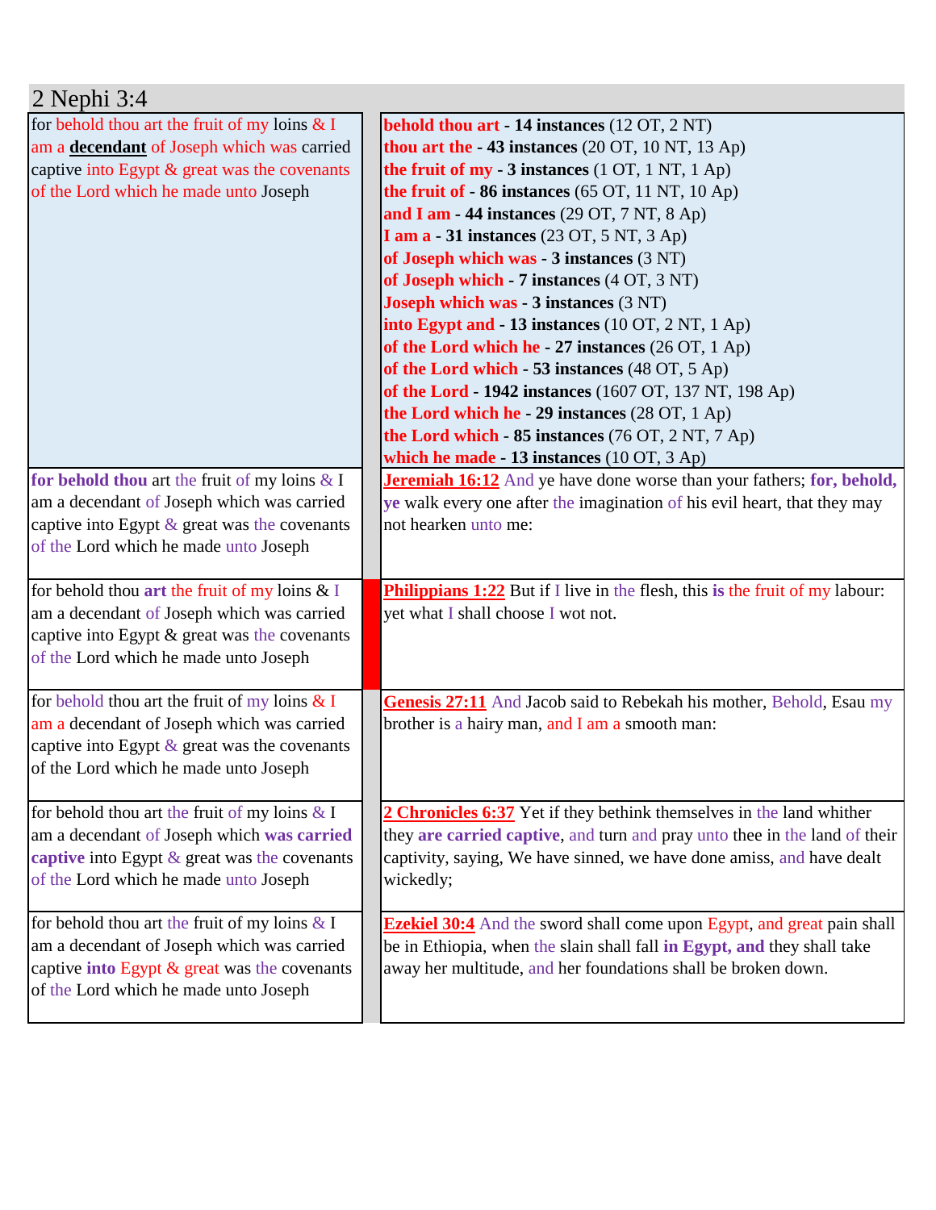# 2 Nephi 3:4

| | |
|---|---|
| for behold thou art the fruit of my loins & I am a **decendant** of Joseph which was carried captive into Egypt & great was the covenants of the Lord which he made unto Joseph | **behold thou art** - **14 instances** (12 OT, 2 NT)<br>**thou art the** - **43 instances** (20 OT, 10 NT, 13 Ap)<br>**the fruit of my** - **3 instances** (1 OT, 1 NT, 1 Ap)<br>**the fruit of** - **86 instances** (65 OT, 11 NT, 10 Ap)<br>**and I am** - **44 instances** (29 OT, 7 NT, 8 Ap)<br>**I am a** - **31 instances** (23 OT, 5 NT, 3 Ap)<br>**of Joseph which was** - **3 instances** (3 NT)<br>**of Joseph which** - **7 instances** (4 OT, 3 NT)<br>**Joseph which was** - **3 instances** (3 NT)<br>**into Egypt and** - **13 instances** (10 OT, 2 NT, 1 Ap)<br>**of the Lord which he** - **27 instances** (26 OT, 1 Ap)<br>**of the Lord which** - **53 instances** (48 OT, 5 Ap)<br>**of the Lord** - **1942 instances** (1607 OT, 137 NT, 198 Ap)<br>**the Lord which he** - **29 instances** (28 OT, 1 Ap)<br>**the Lord which** - **85 instances** (76 OT, 2 NT, 7 Ap)<br>**which he made** - **13 instances** (10 OT, 3 Ap) |
| for **behold thou** art the fruit of my loins & I am a decendant of Joseph which was carried captive into Egypt & great was the covenants of the Lord which he made unto Joseph | **Jeremiah 16:12** And ye have done worse than your fathers; **for, behold, ye** walk every one after the imagination of his evil heart, that they may not hearken unto me: |
| for behold thou **art** the fruit of my loins & I am a decendant of Joseph which was carried captive into Egypt & great was the covenants of the Lord which he made unto Joseph | **Philippians 1:22** But if I live in the flesh, this **is** the fruit of my labour: yet what I shall choose I wot not. |
| for behold thou art the fruit of my loins & I am a decendant of Joseph which was carried captive into Egypt & great was the covenants of the Lord which he made unto Joseph | **Genesis 27:11** And Jacob said to Rebekah his mother, Behold, Esau my brother is a hairy man, and I am a smooth man: |
| for behold thou art the fruit of my loins & I am a decendant of Joseph which **was carried captive** into Egypt & great was the covenants of the Lord which he made unto Joseph | **2 Chronicles 6:37** Yet if they bethink themselves in the land whither they **are carried captive**, and turn and pray unto thee in the land of their captivity, saying, We have sinned, we have done amiss, and have dealt wickedly; |
| for behold thou art the fruit of my loins & I am a decendant of Joseph which was carried captive **into** Egypt & great was the covenants of the Lord which he made unto Joseph | **Ezekiel 30:4** And the sword shall come upon Egypt, and great pain shall be in Ethiopia, when the slain shall fall **in Egypt, and** they shall take away her multitude, and her foundations shall be broken down. |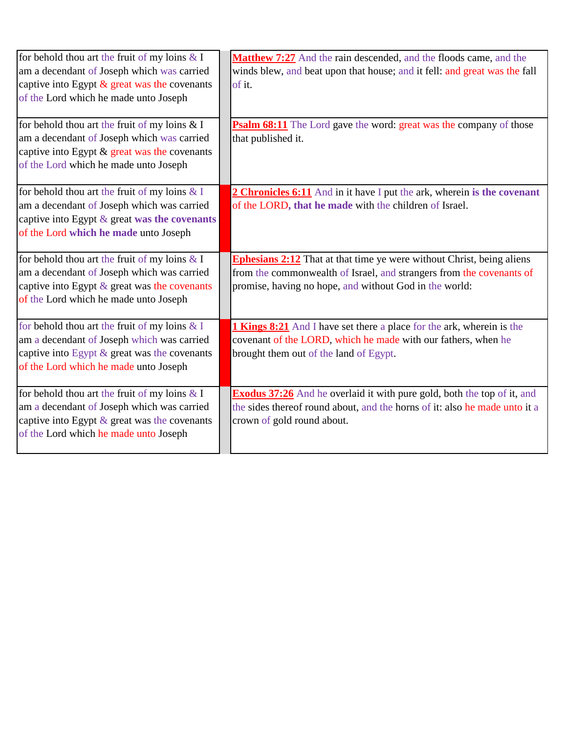| | | |
|---|---|---|
| for behold thou art the fruit of my loins & I am a decendant of Joseph which was carried captive into Egypt & great was the covenants of the Lord which he made unto Joseph | | **Matthew 7:27** And the rain descended, and the floods came, and the winds blew, and beat upon that house; and it fell: and great was the fall of it. |
| for behold thou art the fruit of my loins & I am a decendant of Joseph which was carried captive into Egypt & great was the covenants of the Lord which he made unto Joseph | | **Psalm 68:11** The Lord gave the word: great was the company of those that published it. |
| for behold thou art the fruit of my loins & I am a decendant of Joseph which was carried captive into Egypt & great **was the covenants** of the Lord **which he made** unto Joseph | | **2 Chronicles 6:11** And in it have I put the ark, wherein **is the covenant** of the LORD**, that he made** with the children of Israel. |
| for behold thou art the fruit of my loins & I am a decendant of Joseph which was carried captive into Egypt & great was the covenants of the Lord which he made unto Joseph | | **Ephesians 2:12** That at that time ye were without Christ, being aliens from the commonwealth of Israel, and strangers from the covenants of promise, having no hope, and without God in the world: |
| for behold thou art the fruit of my loins & I am a decendant of Joseph which was carried captive into Egypt & great was the covenants of the Lord which he made unto Joseph | | **1 Kings 8:21** And I have set there a place for the ark, wherein is the covenant of the LORD, which he made with our fathers, when he brought them out of the land of Egypt. |
| for behold thou art the fruit of my loins & I am a decendant of Joseph which was carried captive into Egypt & great was the covenants of the Lord which he made unto Joseph | | **Exodus 37:26** And he overlaid it with pure gold, both the top of it, and the sides thereof round about, and the horns of it: also he made unto it a crown of gold round about. |